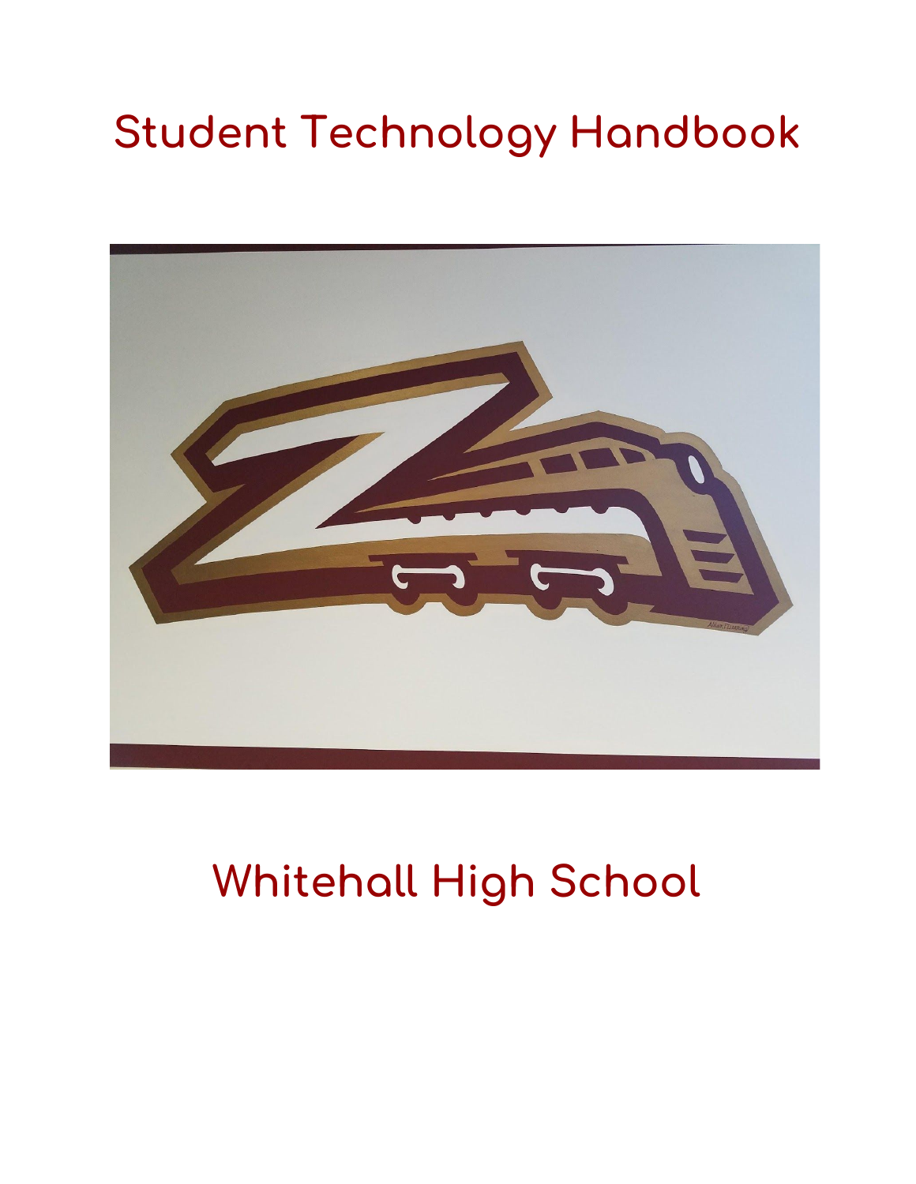# Student Technology Handbook

# Whitehall High School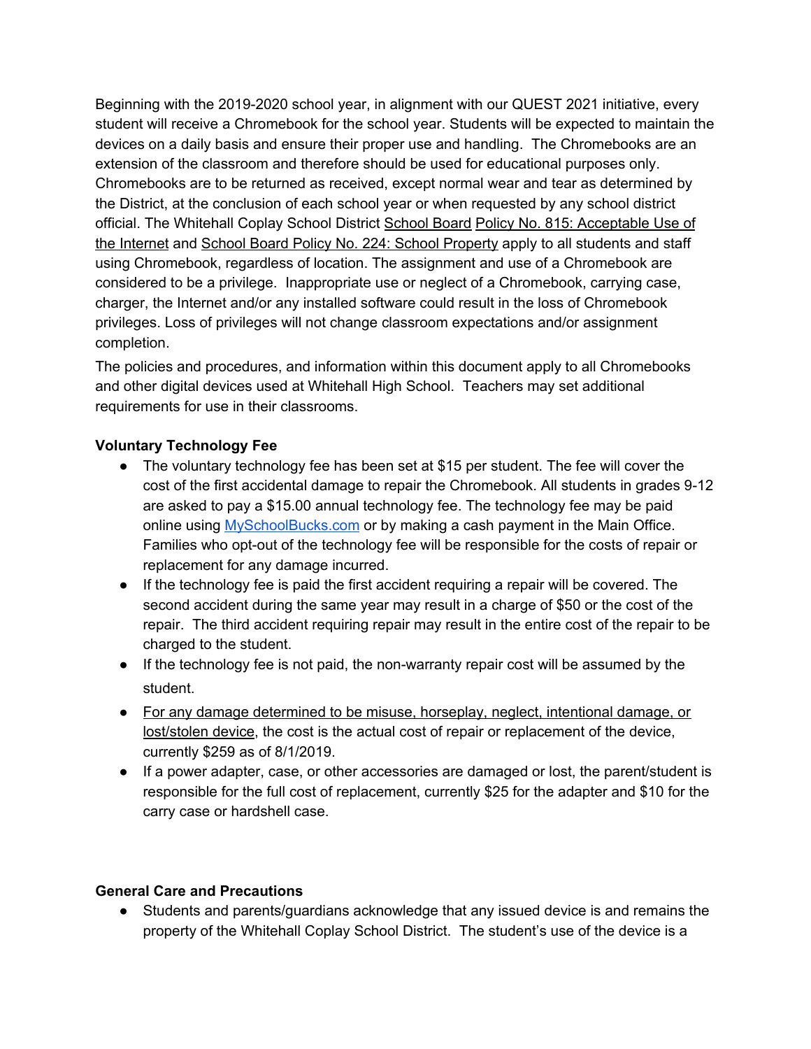Beginning with the 2019-2020 school year, in alignment with our QUEST 2021 initiative, every student will receive a Chromebook for the school year. Students will be expected to maintain the devices on a daily basis and ensure their proper use and handling. The Chromebooks are an extension of the classroom and therefore should be used for educational purposes only. Chromebooks are to be returned as received, except normal wear and tear as determined by the District, at the conclusion of each school year or when requested by any school district official. The Whitehall Coplay School District School Board Policy No. 815: Acceptable Use of the Internet and School Board Policy No. 224: School Property apply to all students and staff using Chromebook, regardless of location. The assignment and use of a Chromebook are considered to be a privilege. Inappropriate use or neglect of a Chromebook, carrying case, charger, the Internet and/or any installed software could result in the loss of Chromebook privileges. Loss of privileges will not change classroom expectations and/or assignment completion.

The policies and procedures, and information within this document apply to all Chromebooks and other digital devices used at Whitehall High School. Teachers may set additional requirements for use in their classrooms.

**Voluntary Technology Fee**

- The voluntary technology fee has been set at $15 per student. The fee will cover the cost of the first accidental damage to repair the Chromebook. All students in grades 9-12 are asked to pay a $15.00 annual technology fee. The technology fee may be paid online using [MySchoolBucks.com](MySchoolBucks.com) or by making a cash payment in the Main Office. Families who opt-out of the technology fee will be responsible for the costs of repair or replacement for any damage incurred.
- If the technology fee is paid the first accident requiring a repair will be covered. The second accident during the same year may result in a charge of $50 or the cost of the repair. The third accident requiring repair may result in the entire cost of the repair to be charged to the student.
- If the technology fee is not paid, the non-warranty repair cost will be assumed by the student.
- For any damage determined to be misuse, horseplay, neglect, intentional damage, or lost/stolen device, the cost is the actual cost of repair or replacement of the device, currently $259 as of 8/1/2019.
- If a power adapter, case, or other accessories are damaged or lost, the parent/student is responsible for the full cost of replacement, currently $25 for the adapter and $10 for the carry case or hardshell case.

**General Care and Precautions**

- Students and parents/guardians acknowledge that any issued device is and remains the property of the Whitehall Coplay School District. The student's use of the device is a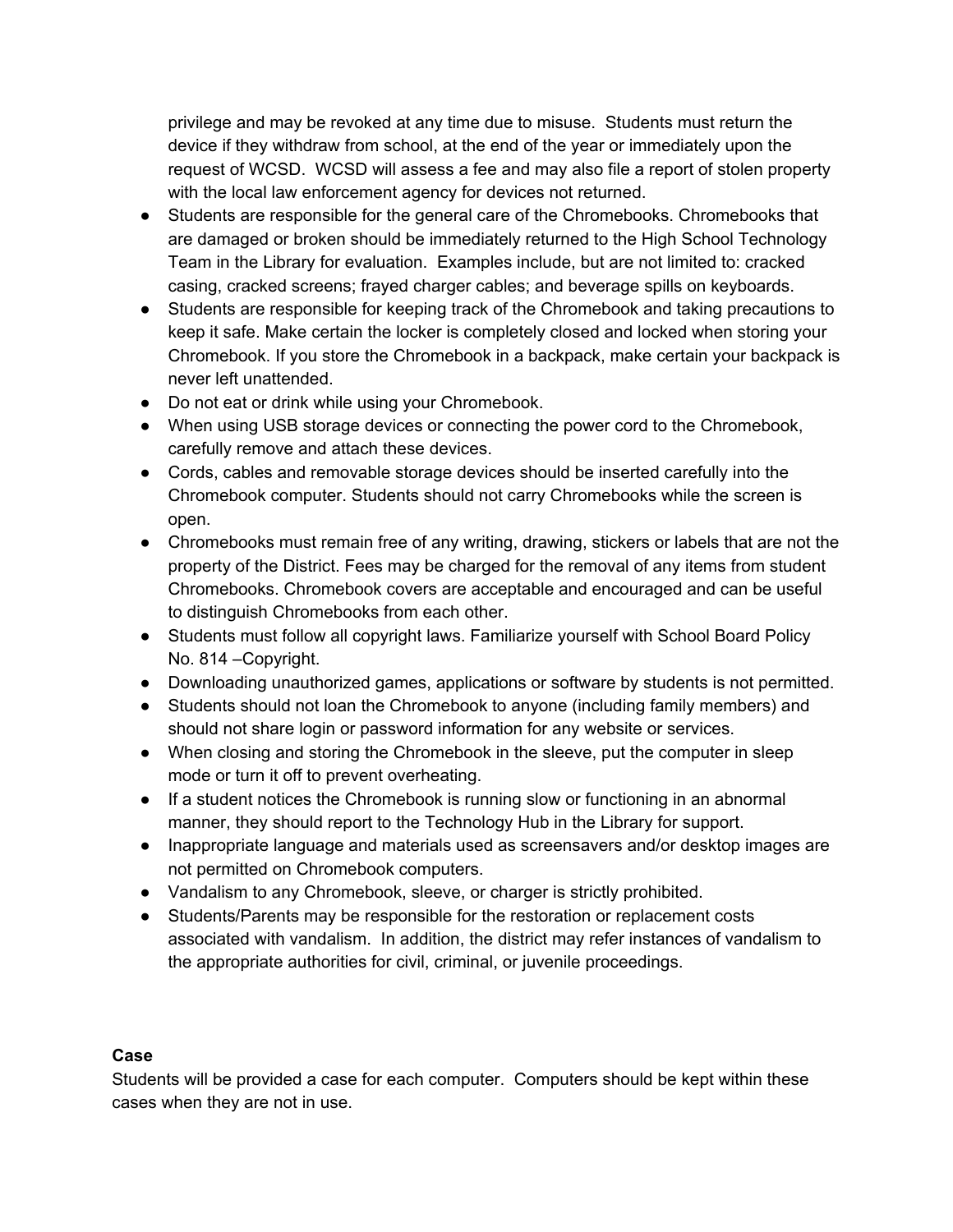privilege and may be revoked at any time due to misuse. Students must return the device if they withdraw from school, at the end of the year or immediately upon the request of WCSD. WCSD will assess a fee and may also file a report of stolen property with the local law enforcement agency for devices not returned.

- Students are responsible for the general care of the Chromebooks. Chromebooks that are damaged or broken should be immediately returned to the High School Technology Team in the Library for evaluation. Examples include, but are not limited to: cracked casing, cracked screens; frayed charger cables; and beverage spills on keyboards.
- Students are responsible for keeping track of the Chromebook and taking precautions to keep it safe. Make certain the locker is completely closed and locked when storing your Chromebook. If you store the Chromebook in a backpack, make certain your backpack is never left unattended.
- Do not eat or drink while using your Chromebook.
- When using USB storage devices or connecting the power cord to the Chromebook, carefully remove and attach these devices.
- Cords, cables and removable storage devices should be inserted carefully into the Chromebook computer. Students should not carry Chromebooks while the screen is open.
- Chromebooks must remain free of any writing, drawing, stickers or labels that are not the property of the District. Fees may be charged for the removal of any items from student Chromebooks. Chromebook covers are acceptable and encouraged and can be useful to distinguish Chromebooks from each other.
- Students must follow all copyright laws. Familiarize yourself with School Board Policy No. 814 –Copyright.
- Downloading unauthorized games, applications or software by students is not permitted.
- Students should not loan the Chromebook to anyone (including family members) and should not share login or password information for any website or services.
- When closing and storing the Chromebook in the sleeve, put the computer in sleep mode or turn it off to prevent overheating.
- If a student notices the Chromebook is running slow or functioning in an abnormal manner, they should report to the Technology Hub in the Library for support.
- Inappropriate language and materials used as screensavers and/or desktop images are not permitted on Chromebook computers.
- Vandalism to any Chromebook, sleeve, or charger is strictly prohibited.
- Students/Parents may be responsible for the restoration or replacement costs associated with vandalism. In addition, the district may refer instances of vandalism to the appropriate authorities for civil, criminal, or juvenile proceedings.

**Case**

Students will be provided a case for each computer. Computers should be kept within these cases when they are not in use.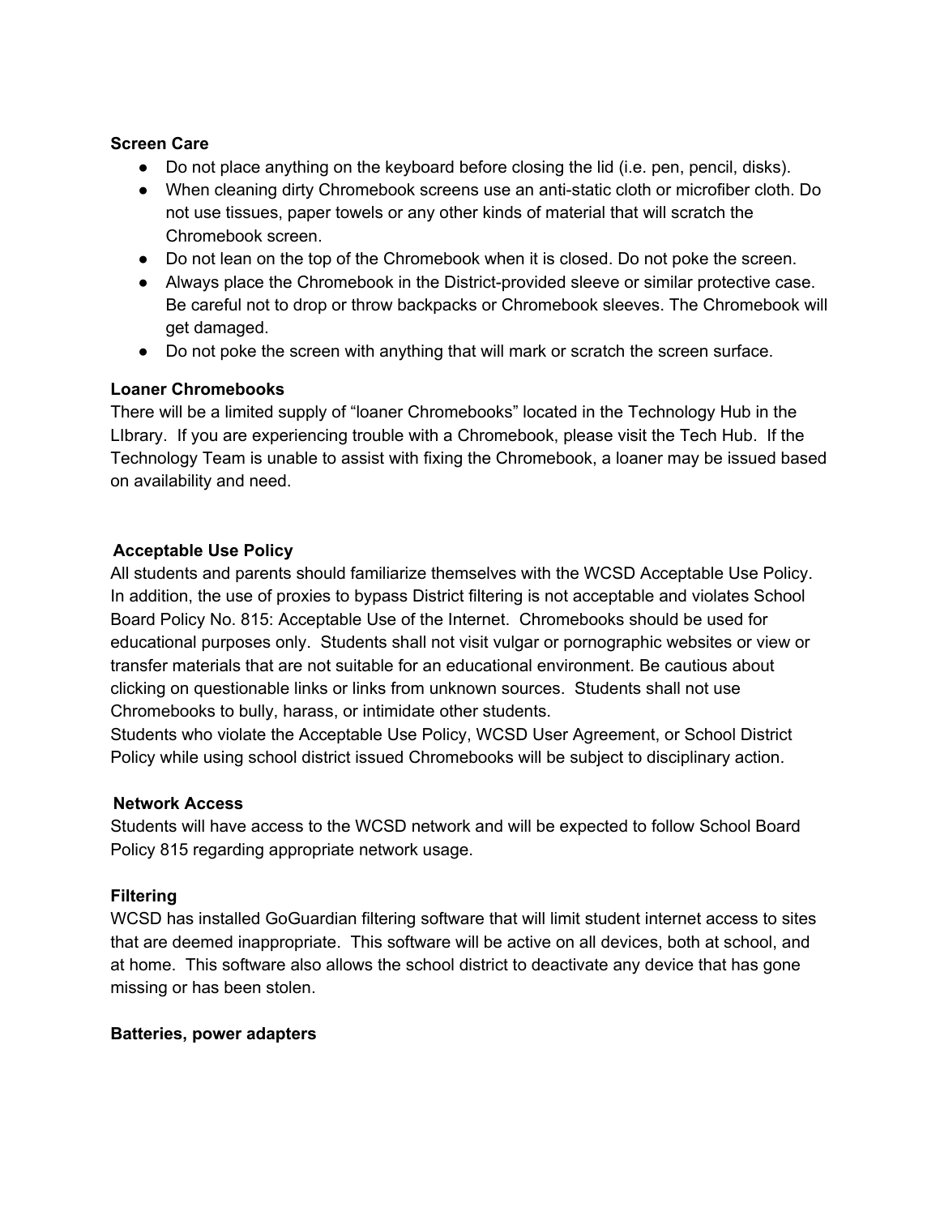**Screen Care**

- Do not place anything on the keyboard before closing the lid (i.e. pen, pencil, disks).
- When cleaning dirty Chromebook screens use an anti-static cloth or microfiber cloth. Do not use tissues, paper towels or any other kinds of material that will scratch the Chromebook screen.
- Do not lean on the top of the Chromebook when it is closed. Do not poke the screen.
- Always place the Chromebook in the District-provided sleeve or similar protective case. Be careful not to drop or throw backpacks or Chromebook sleeves. The Chromebook will get damaged.
- Do not poke the screen with anything that will mark or scratch the screen surface.

**Loaner Chromebooks**

There will be a limited supply of "loaner Chromebooks" located in the Technology Hub in the LIbrary. If you are experiencing trouble with a Chromebook, please visit the Tech Hub. If the Technology Team is unable to assist with fixing the Chromebook, a loaner may be issued based on availability and need.

**Acceptable Use Policy**

All students and parents should familiarize themselves with the WCSD Acceptable Use Policy. In addition, the use of proxies to bypass District filtering is not acceptable and violates School Board Policy No. 815: Acceptable Use of the Internet. Chromebooks should be used for educational purposes only. Students shall not visit vulgar or pornographic websites or view or transfer materials that are not suitable for an educational environment. Be cautious about clicking on questionable links or links from unknown sources. Students shall not use Chromebooks to bully, harass, or intimidate other students.
Students who violate the Acceptable Use Policy, WCSD User Agreement, or School District Policy while using school district issued Chromebooks will be subject to disciplinary action.

**Network Access**

Students will have access to the WCSD network and will be expected to follow School Board Policy 815 regarding appropriate network usage.

**Filtering**

WCSD has installed GoGuardian filtering software that will limit student internet access to sites that are deemed inappropriate. This software will be active on all devices, both at school, and at home. This software also allows the school district to deactivate any device that has gone missing or has been stolen.

**Batteries, power adapters**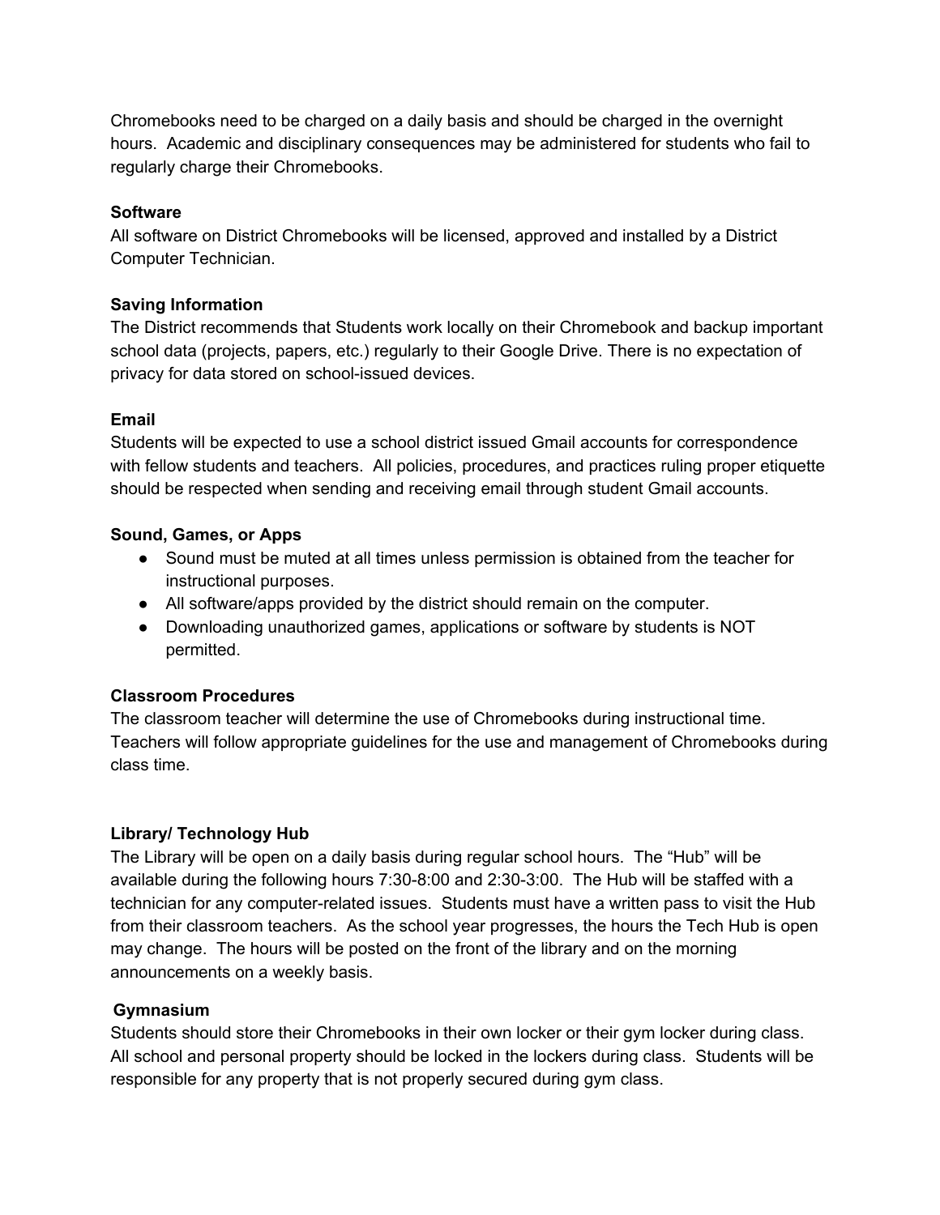Chromebooks need to be charged on a daily basis and should be charged in the overnight hours. Academic and disciplinary consequences may be administered for students who fail to regularly charge their Chromebooks.

**Software**

All software on District Chromebooks will be licensed, approved and installed by a District Computer Technician.

**Saving Information**

The District recommends that Students work locally on their Chromebook and backup important school data (projects, papers, etc.) regularly to their Google Drive. There is no expectation of privacy for data stored on school-issued devices.

**Email**

Students will be expected to use a school district issued Gmail accounts for correspondence with fellow students and teachers. All policies, procedures, and practices ruling proper etiquette should be respected when sending and receiving email through student Gmail accounts.

**Sound, Games, or Apps**

- Sound must be muted at all times unless permission is obtained from the teacher for instructional purposes.
- All software/apps provided by the district should remain on the computer.
- Downloading unauthorized games, applications or software by students is NOT permitted.

**Classroom Procedures**

The classroom teacher will determine the use of Chromebooks during instructional time. Teachers will follow appropriate guidelines for the use and management of Chromebooks during class time.

**Library/ Technology Hub**

The Library will be open on a daily basis during regular school hours. The "Hub" will be available during the following hours 7:30-8:00 and 2:30-3:00. The Hub will be staffed with a technician for any computer-related issues. Students must have a written pass to visit the Hub from their classroom teachers. As the school year progresses, the hours the Tech Hub is open may change. The hours will be posted on the front of the library and on the morning announcements on a weekly basis.

**Gymnasium**

Students should store their Chromebooks in their own locker or their gym locker during class. All school and personal property should be locked in the lockers during class. Students will be responsible for any property that is not properly secured during gym class.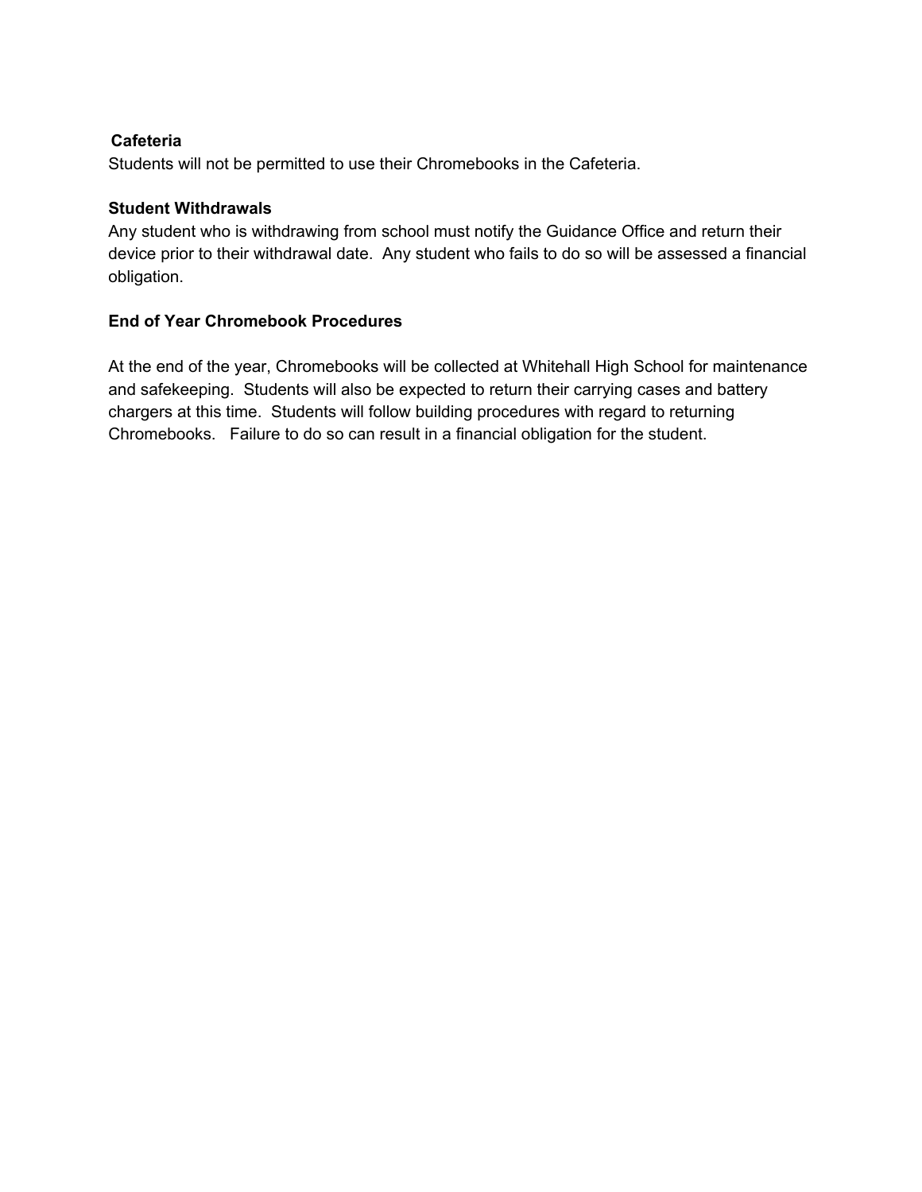**Cafeteria**

Students will not be permitted to use their Chromebooks in the Cafeteria.

**Student Withdrawals**

Any student who is withdrawing from school must notify the Guidance Office and return their device prior to their withdrawal date. Any student who fails to do so will be assessed a financial obligation.

**End of Year Chromebook Procedures**

At the end of the year, Chromebooks will be collected at Whitehall High School for maintenance and safekeeping. Students will also be expected to return their carrying cases and battery chargers at this time. Students will follow building procedures with regard to returning Chromebooks. Failure to do so can result in a financial obligation for the student.